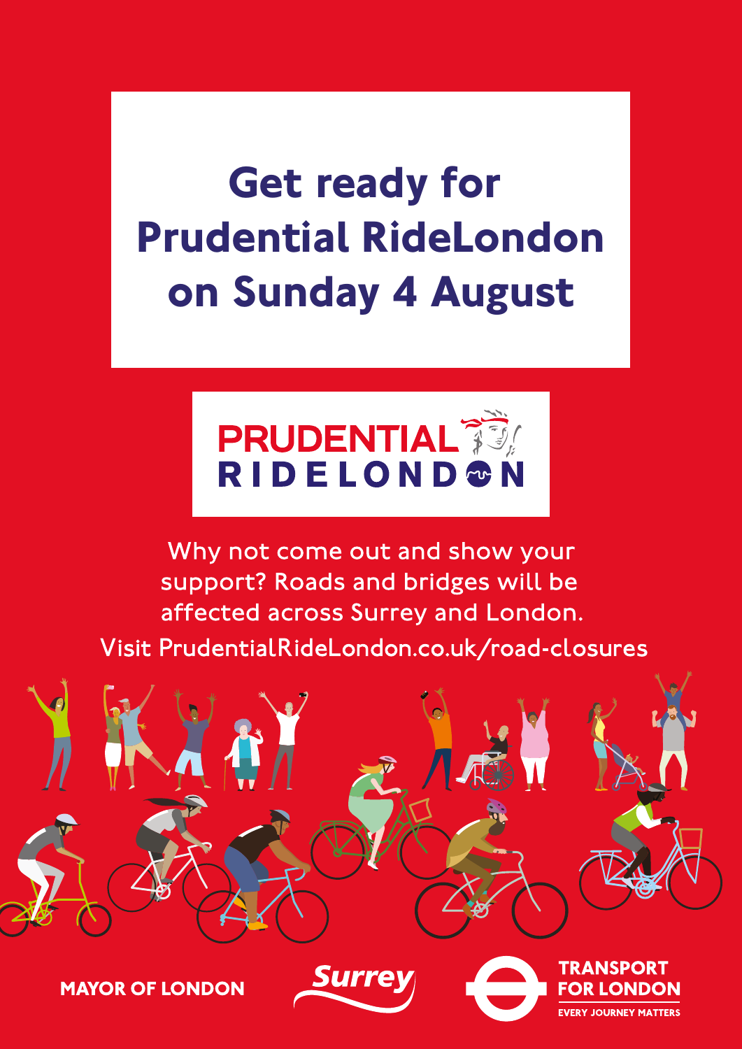# Get ready for Prudential RideLondon on Sunday 4 August

**PRUDENTIAL RIDELONDON**

Why not come out and show your support? Roads and bridges will be affected across Surrey and London.

Visit PrudentialRideLondon.co.uk/road-closures

MAYOR OF LONDON

Surrey

TRANSPORT FOR LONDON

EVERY JOURNEY MATTERS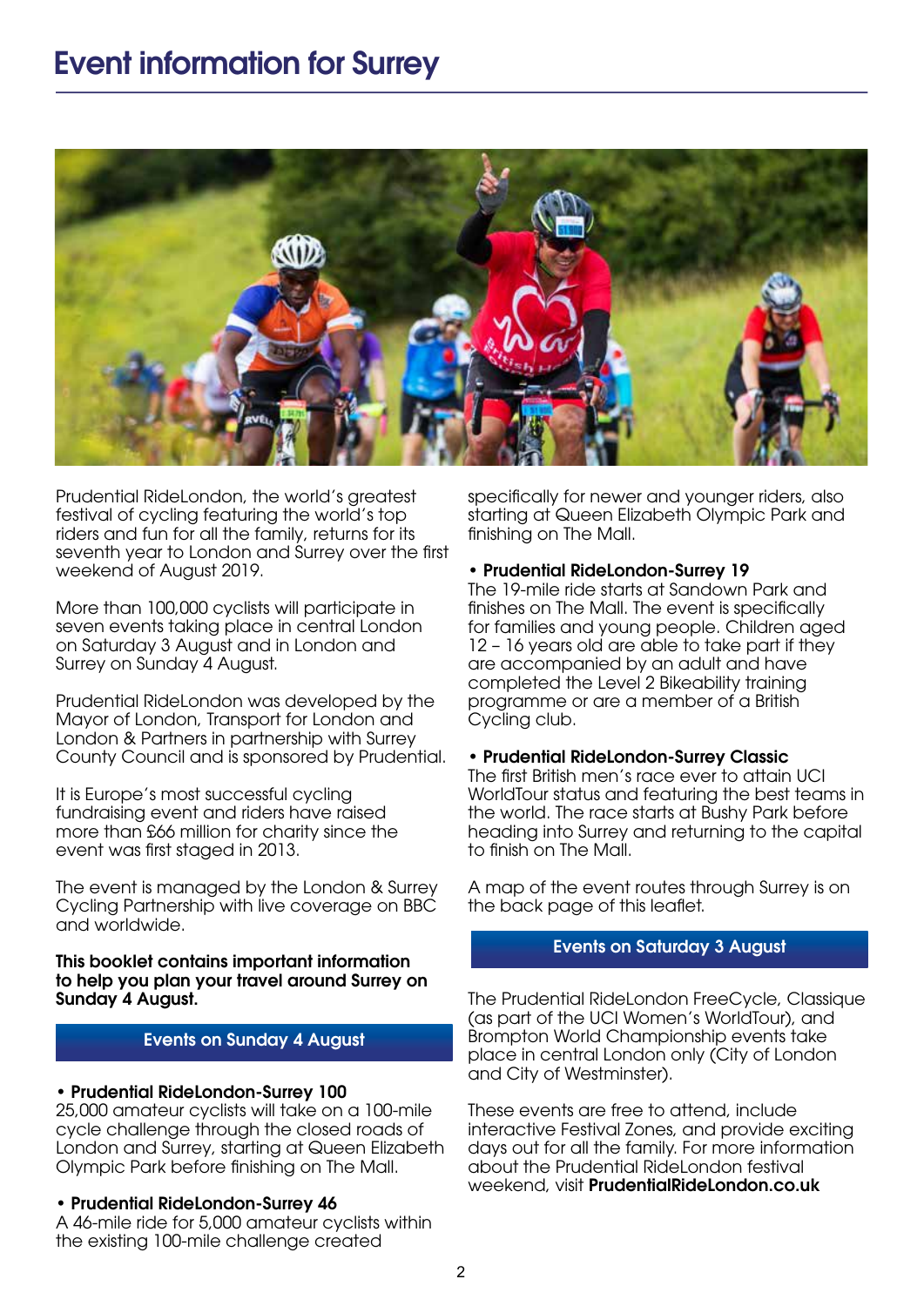# Event information for Surrey

Prudential RideLondon, the world's greatest festival of cycling featuring the world's top riders and fun for all the family, returns for its seventh year to London and Surrey over the first weekend of August 2019.

More than 100,000 cyclists will participate in seven events taking place in central London on Saturday 3 August and in London and Surrey on Sunday 4 August.

Prudential RideLondon was developed by the Mayor of London, Transport for London and London & Partners in partnership with Surrey County Council and is sponsored by Prudential.

It is Europe's most successful cycling fundraising event and riders have raised more than £66 million for charity since the event was first staged in 2013.

The event is managed by the London & Surrey Cycling Partnership with live coverage on BBC and worldwide.

**This booklet contains important information to help you plan your travel around Surrey on Sunday 4 August.**

## Events on Sunday 4 August

- **Prudential RideLondon-Surrey 100**
25,000 amateur cyclists will take on a 100-mile cycle challenge through the closed roads of London and Surrey, starting at Queen Elizabeth Olympic Park before finishing on The Mall.

- **Prudential RideLondon-Surrey 46**
A 46-mile ride for 5,000 amateur cyclists within the existing 100-mile challenge created specifically for newer and younger riders, also starting at Queen Elizabeth Olympic Park and finishing on The Mall.

- **Prudential RideLondon-Surrey 19**
The 19-mile ride starts at Sandown Park and finishes on The Mall. The event is specifically for families and young people. Children aged 12 – 16 years old are able to take part if they are accompanied by an adult and have completed the Level 2 Bikeability training programme or are a member of a British Cycling club.

- **Prudential RideLondon-Surrey Classic**
The first British men's race ever to attain UCI WorldTour status and featuring the best teams in the world. The race starts at Bushy Park before heading into Surrey and returning to the capital to finish on The Mall.

A map of the event routes through Surrey is on the back page of this leaflet.

## Events on Saturday 3 August

The Prudential RideLondon FreeCycle, Classique (as part of the UCI Women's WorldTour), and Brompton World Championship events take place in central London only (City of London and City of Westminster).

These events are free to attend, include interactive Festival Zones, and provide exciting days out for all the family. For more information about the Prudential RideLondon festival weekend, visit **PrudentialRideLondon.co.uk**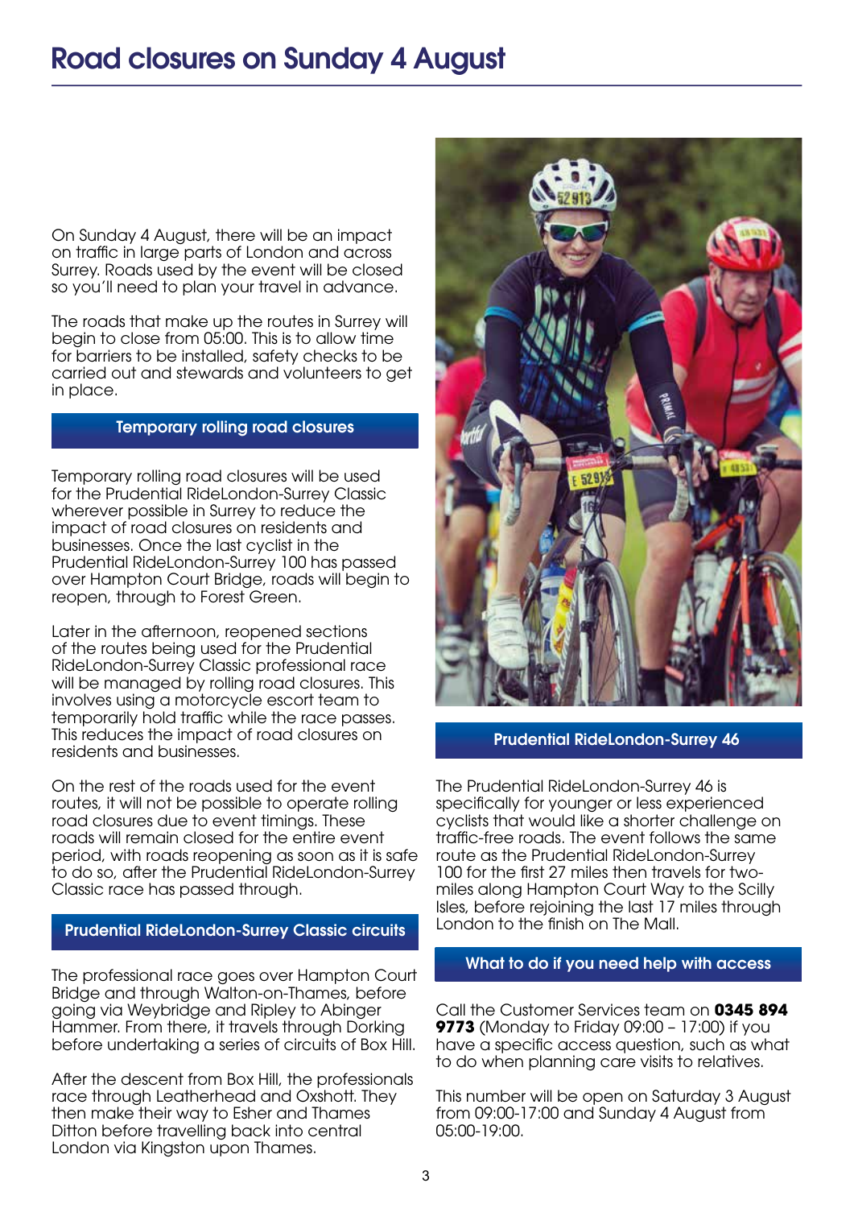# Road closures on Sunday 4 August

On Sunday 4 August, there will be an impact on traffic in large parts of London and across Surrey. Roads used by the event will be closed so you'll need to plan your travel in advance.

The roads that make up the routes in Surrey will begin to close from 05:00. This is to allow time for barriers to be installed, safety checks to be carried out and stewards and volunteers to get in place.

## Temporary rolling road closures

Temporary rolling road closures will be used for the Prudential RideLondon-Surrey Classic wherever possible in Surrey to reduce the impact of road closures on residents and businesses. Once the last cyclist in the Prudential RideLondon-Surrey 100 has passed over Hampton Court Bridge, roads will begin to reopen, through to Forest Green.

Later in the afternoon, reopened sections of the routes being used for the Prudential RideLondon-Surrey Classic professional race will be managed by rolling road closures. This involves using a motorcycle escort team to temporarily hold traffic while the race passes. This reduces the impact of road closures on residents and businesses.

On the rest of the roads used for the event routes, it will not be possible to operate rolling road closures due to event timings. These roads will remain closed for the entire event period, with roads reopening as soon as it is safe to do so, after the Prudential RideLondon-Surrey Classic race has passed through.

## Prudential RideLondon-Surrey Classic circuits

The professional race goes over Hampton Court Bridge and through Walton-on-Thames, before going via Weybridge and Ripley to Abinger Hammer. From there, it travels through Dorking before undertaking a series of circuits of Box Hill.

After the descent from Box Hill, the professionals race through Leatherhead and Oxshott. They then make their way to Esher and Thames Ditton before travelling back into central London via Kingston upon Thames.

## Prudential RideLondon-Surrey 46

The Prudential RideLondon-Surrey 46 is specifically for younger or less experienced cyclists that would like a shorter challenge on traffic-free roads. The event follows the same route as the Prudential RideLondon-Surrey 100 for the first 27 miles then travels for two-miles along Hampton Court Way to the Scilly Isles, before rejoining the last 17 miles through London to the finish on The Mall.

## What to do if you need help with access

Call the Customer Services team on **0345 894 9773** (Monday to Friday 09:00 – 17:00) if you have a specific access question, such as what to do when planning care visits to relatives.

This number will be open on Saturday 3 August from 09:00-17:00 and Sunday 4 August from 05:00-19:00.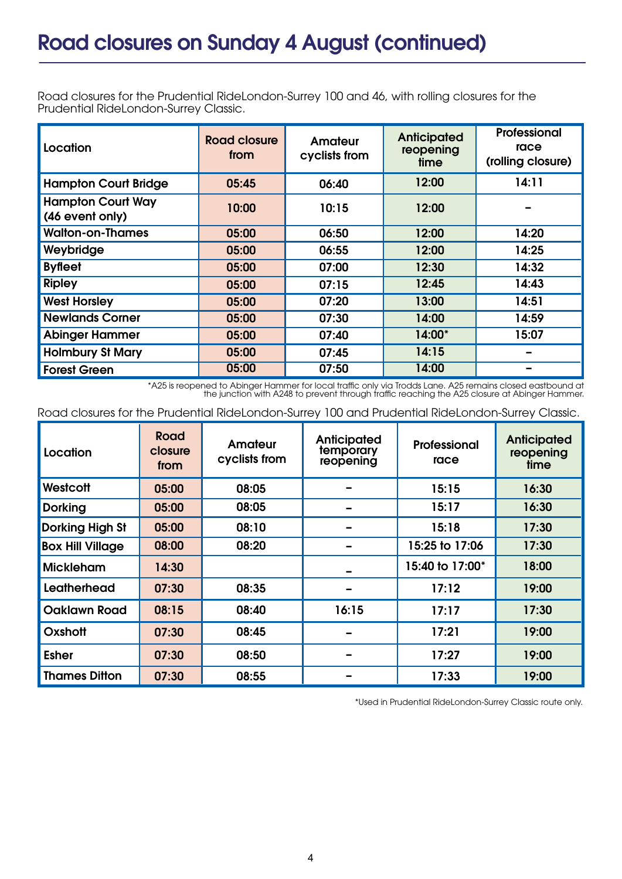# Road closures on Sunday 4 August (continued)

Road closures for the Prudential RideLondon-Surrey 100 and 46, with rolling closures for the Prudential RideLondon-Surrey Classic.

| Location | Road closure from | Amateur cyclists from | Anticipated reopening time | Professional race (rolling closure) |
|---|---|---|---|---|
| Hampton Court Bridge | 05:45 | 06:40 | 12:00 | 14:11 |
| Hampton Court Way (46 event only) | 10:00 | 10:15 | 12:00 | – |
| Walton-on-Thames | 05:00 | 06:50 | 12:00 | 14:20 |
| Weybridge | 05:00 | 06:55 | 12:00 | 14:25 |
| Byfleet | 05:00 | 07:00 | 12:30 | 14:32 |
| Ripley | 05:00 | 07:15 | 12:45 | 14:43 |
| West Horsley | 05:00 | 07:20 | 13:00 | 14:51 |
| Newlands Corner | 05:00 | 07:30 | 14:00 | 14:59 |
| Abinger Hammer | 05:00 | 07:40 | 14:00* | 15:07 |
| Holmbury St Mary | 05:00 | 07:45 | 14:15 | – |
| Forest Green | 05:00 | 07:50 | 14:00 | – |

*A25 is reopened to Abinger Hammer for local traffic only via Trodds Lane. A25 remains closed eastbound at the junction with A248 to prevent through traffic reaching the A25 closure at Abinger Hammer.

Road closures for the Prudential RideLondon-Surrey 100 and Prudential RideLondon-Surrey Classic.

| Location | Road closure from | Amateur cyclists from | Anticipated temporary reopening | Professional race | Anticipated reopening time |
|---|---|---|---|---|---|
| Westcott | 05:00 | 08:05 | – | 15:15 | 16:30 |
| Dorking | 05:00 | 08:05 | – | 15:17 | 16:30 |
| Dorking High St | 05:00 | 08:10 | – | 15:18 | 17:30 |
| Box Hill Village | 08:00 | 08:20 | – | 15:25 to 17:06 | 17:30 |
| Mickleham | 14:30 | | – | 15:40 to 17:00* | 18:00 |
| Leatherhead | 07:30 | 08:35 | – | 17:12 | 19:00 |
| Oaklawn Road | 08:15 | 08:40 | 16:15 | 17:17 | 17:30 |
| Oxshott | 07:30 | 08:45 | – | 17:21 | 19:00 |
| Esher | 07:30 | 08:50 | – | 17:27 | 19:00 |
| Thames Ditton | 07:30 | 08:55 | – | 17:33 | 19:00 |

*Used in Prudential RideLondon-Surrey Classic route only.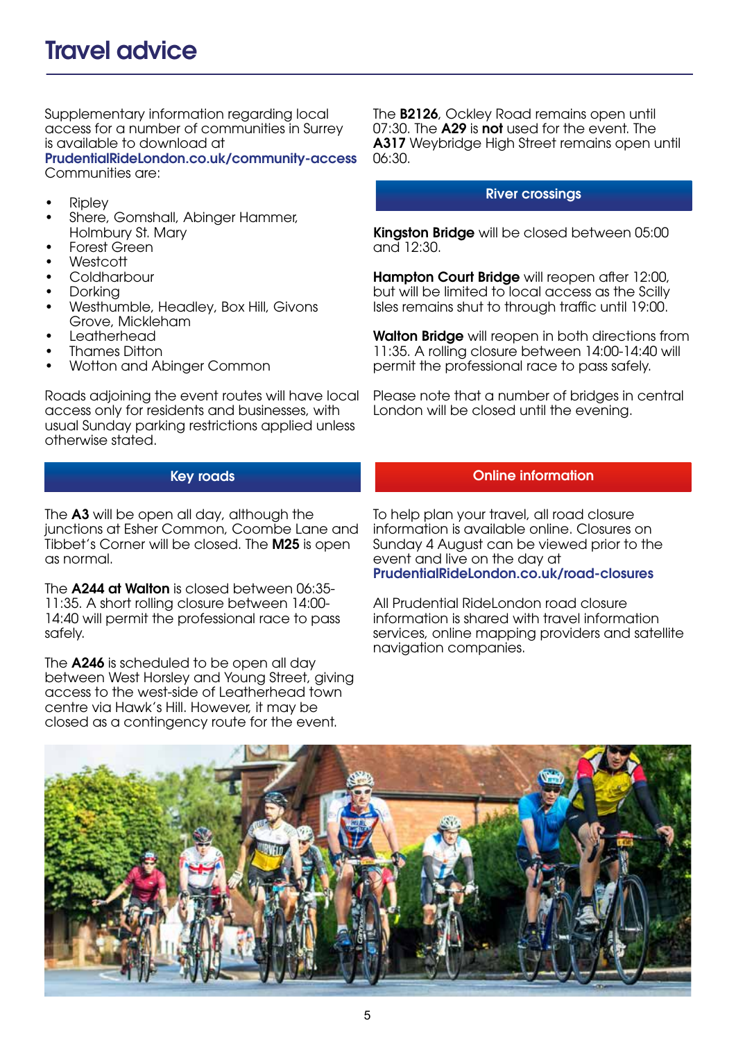# Travel advice

Supplementary information regarding local access for a number of communities in Surrey is available to download at **PrudentialRideLondon.co.uk/community-access** Communities are:

- Ripley
- Shere, Gomshall, Abinger Hammer, Holmbury St. Mary
- Forest Green
- Westcott
- Coldharbour
- Dorking
- Westhumble, Headley, Box Hill, Givons Grove, Mickleham
- Leatherhead
- Thames Ditton
- Wotton and Abinger Common

Roads adjoining the event routes will have local access only for residents and businesses, with usual Sunday parking restrictions applied unless otherwise stated.

## Key roads

The **A3** will be open all day, although the junctions at Esher Common, Coombe Lane and Tibbet's Corner will be closed. The **M25** is open as normal.

The **A244 at Walton** is closed between 06:35-11:35. A short rolling closure between 14:00-14:40 will permit the professional race to pass safely.

The **A246** is scheduled to be open all day between West Horsley and Young Street, giving access to the west-side of Leatherhead town centre via Hawk's Hill. However, it may be closed as a contingency route for the event.

The **B2126**, Ockley Road remains open until 07:30. The **A29** is **not** used for the event. The **A317** Weybridge High Street remains open until 06:30.

## River crossings

**Kingston Bridge** will be closed between 05:00 and 12:30.

**Hampton Court Bridge** will reopen after 12:00, but will be limited to local access as the Scilly Isles remains shut to through traffic until 19:00.

**Walton Bridge** will reopen in both directions from 11:35. A rolling closure between 14:00-14:40 will permit the professional race to pass safely.

Please note that a number of bridges in central London will be closed until the evening.

## Online information

To help plan your travel, all road closure information is available online. Closures on Sunday 4 August can be viewed prior to the event and live on the day at **PrudentialRideLondon.co.uk/road-closures**

All Prudential RideLondon road closure information is shared with travel information services, online mapping providers and satellite navigation companies.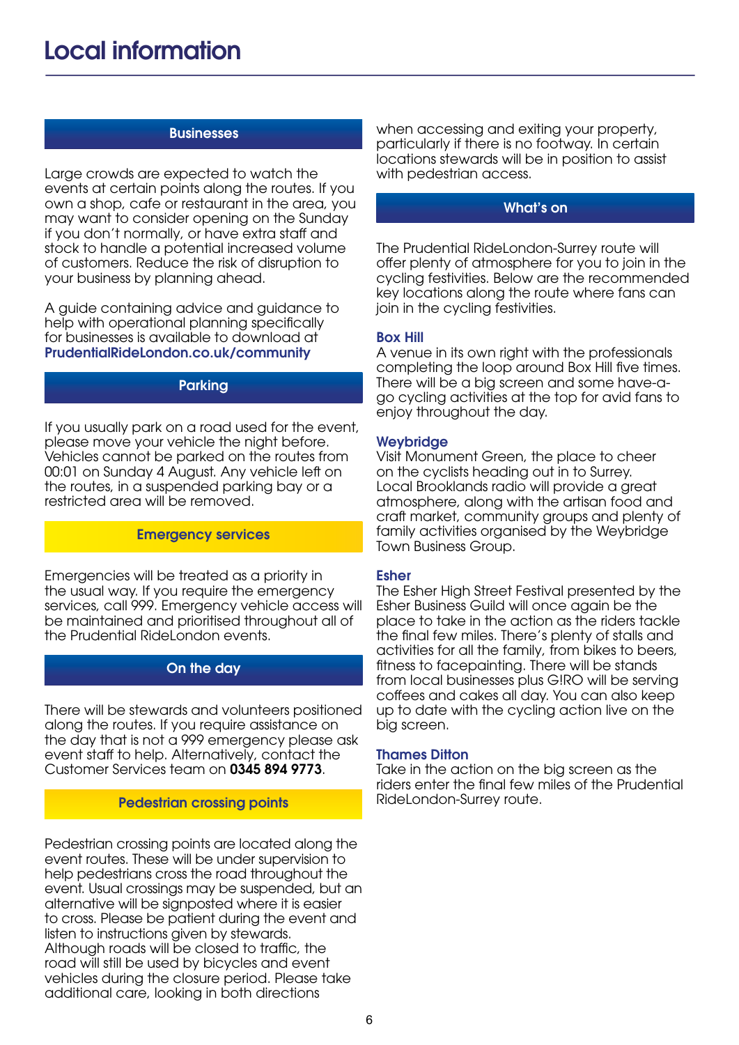# Local information

## Businesses

Large crowds are expected to watch the events at certain points along the routes. If you own a shop, cafe or restaurant in the area, you may want to consider opening on the Sunday if you don't normally, or have extra staff and stock to handle a potential increased volume of customers. Reduce the risk of disruption to your business by planning ahead.

A guide containing advice and guidance to help with operational planning specifically for businesses is available to download at **PrudentialRideLondon.co.uk/community**

## Parking

If you usually park on a road used for the event, please move your vehicle the night before. Vehicles cannot be parked on the routes from 00:01 on Sunday 4 August. Any vehicle left on the routes, in a suspended parking bay or a restricted area will be removed.

## Emergency services

Emergencies will be treated as a priority in the usual way. If you require the emergency services, call 999. Emergency vehicle access will be maintained and prioritised throughout all of the Prudential RideLondon events.

## On the day

There will be stewards and volunteers positioned along the routes. If you require assistance on the day that is not a 999 emergency please ask event staff to help. Alternatively, contact the Customer Services team on **0345 894 9773**.

## Pedestrian crossing points

Pedestrian crossing points are located along the event routes. These will be under supervision to help pedestrians cross the road throughout the event. Usual crossings may be suspended, but an alternative will be signposted where it is easier to cross. Please be patient during the event and listen to instructions given by stewards.
Although roads will be closed to traffic, the road will still be used by bicycles and event vehicles during the closure period. Please take additional care, looking in both directions when accessing and exiting your property, particularly if there is no footway. In certain locations stewards will be in position to assist with pedestrian access.

## What's on

The Prudential RideLondon-Surrey route will offer plenty of atmosphere for you to join in the cycling festivities. Below are the recommended key locations along the route where fans can join in the cycling festivities.

### Box Hill

A venue in its own right with the professionals completing the loop around Box Hill five times. There will be a big screen and some have-a-go cycling activities at the top for avid fans to enjoy throughout the day.

### Weybridge

Visit Monument Green, the place to cheer on the cyclists heading out in to Surrey. Local Brooklands radio will provide a great atmosphere, along with the artisan food and craft market, community groups and plenty of family activities organised by the Weybridge Town Business Group.

### Esher

The Esher High Street Festival presented by the Esher Business Guild will once again be the place to take in the action as the riders tackle the final few miles. There's plenty of stalls and activities for all the family, from bikes to beers, fitness to facepainting. There will be stands from local businesses plus G!RO will be serving coffees and cakes all day. You can also keep up to date with the cycling action live on the big screen.

### Thames Ditton

Take in the action on the big screen as the riders enter the final few miles of the Prudential RideLondon-Surrey route.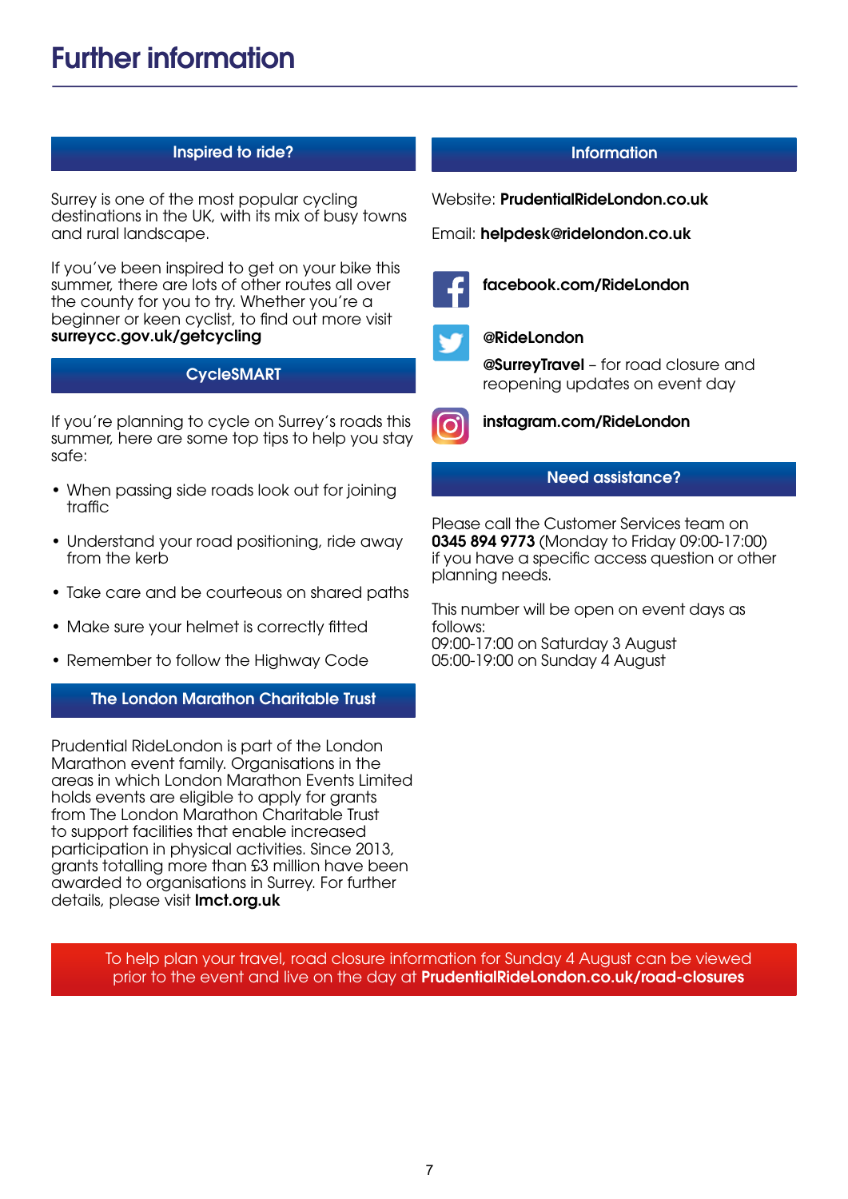# Further information

## Inspired to ride?

Surrey is one of the most popular cycling destinations in the UK, with its mix of busy towns and rural landscape.

If you've been inspired to get on your bike this summer, there are lots of other routes all over the county for you to try. Whether you're a beginner or keen cyclist, to find out more visit **surreycc.gov.uk/getcycling**

## CycleSMART

If you're planning to cycle on Surrey's roads this summer, here are some top tips to help you stay safe:

- When passing side roads look out for joining traffic
- Understand your road positioning, ride away from the kerb
- Take care and be courteous on shared paths
- Make sure your helmet is correctly fitted
- Remember to follow the Highway Code

## The London Marathon Charitable Trust

Prudential RideLondon is part of the London Marathon event family. Organisations in the areas in which London Marathon Events Limited holds events are eligible to apply for grants from The London Marathon Charitable Trust to support facilities that enable increased participation in physical activities. Since 2013, grants totalling more than £3 million have been awarded to organisations in Surrey. For further details, please visit **lmct.org.uk**

## Information

Website: **PrudentialRideLondon.co.uk**

Email: **helpdesk@ridelondon.co.uk**

**facebook.com/RideLondon**

**@RideLondon**

**@SurreyTravel** – for road closure and reopening updates on event day

**instagram.com/RideLondon**

## Need assistance?

Please call the Customer Services team on **0345 894 9773** (Monday to Friday 09:00-17:00) if you have a specific access question or other planning needs.

This number will be open on event days as follows:
09:00-17:00 on Saturday 3 August
05:00-19:00 on Sunday 4 August

To help plan your travel, road closure information for Sunday 4 August can be viewed prior to the event and live on the day at **PrudentialRideLondon.co.uk/road-closures**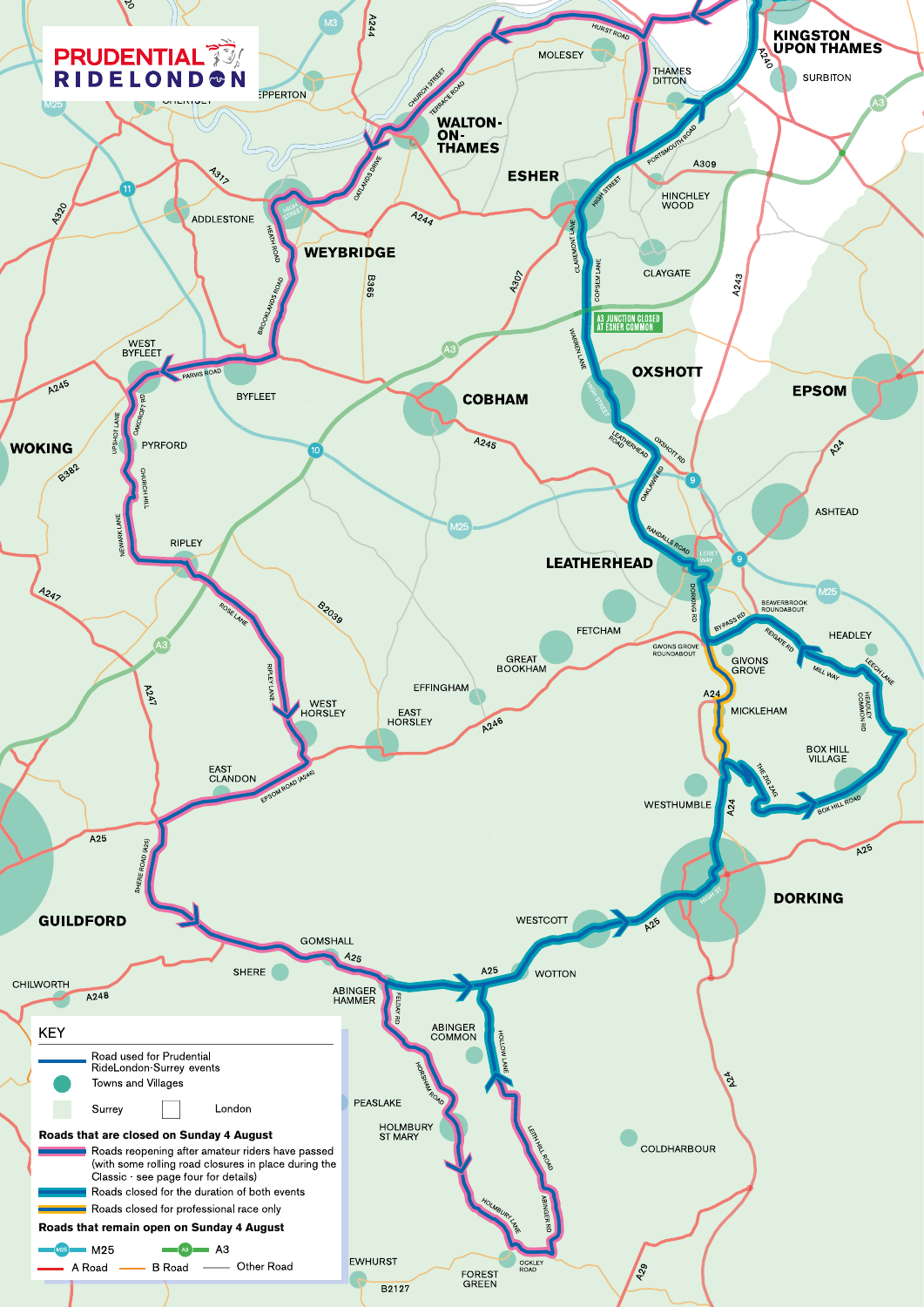PRUDENTIAL RIDELONDON

KINGSTON UPON THAMES

SURBITON

MOLESEY

THAMES DITTON

WALTON-ON-THAMES

ESHER

HINCHLEY WOOD

ADDLESTONE

WEYBRIDGE

CLAYGATE

A3 JUNCTION CLOSED AT ESHER COMMON

OXSHOTT

EPSOM

WEST BYFLEET

BYFLEET

COBHAM

WOKING

PYRFORD

ASHTEAD

RIPLEY

LEATHERHEAD

FETCHAM

HEADLEY

GREAT BOOKHAM

GIVONS GROVE

EFFINGHAM

WEST HORSLEY

EAST HORSLEY

MICKLEHAM

BOX HILL VILLAGE

EAST CLANDON

WESTHUMBLE

DORKING

GUILDFORD

WESTCOTT

GOMSHALL

SHERE

WOTTON

CHILWORTH

ABINGER HAMMER

ABINGER COMMON

PEASLAKE

HOLMBURY ST MARY

COLDHARBOUR

EWHURST

FOREST GREEN

HURST ROAD, CHURCH STREET, TERRACE ROAD, OATLANDS DRIVE, HIGH STREET, HEATH ROAD, BROOKLANDS ROAD, PARVIS ROAD, OAKCROFT RD, UPSHOT LANE, CHURCH HILL, NEWARK LANE, ROSE LANE, RIPLEY LANE, EPSOM ROAD (A246), SHERE ROAD (A25), FELDAY RD, HORSHAM ROAD, HOLMBURY LANE, HOLLOW LANE, LEITH HILL ROAD, ABINGER RD, OCKLEY ROAD, PORTSMOUTH ROAD, HIGH STREET, CLAREMONT LANE, COPSEM LANE, WARREN LANE, HIGH STREET, LEATHERHEAD ROAD, OXSHOTT RD, OAKLAWN RD, RANDALLS ROAD, LERET WAY, DORKING RD, BY-PASS RD, BEAVERBROOK ROUNDABOUT, REIGATE RD, GIVONS GROVE ROUNDABOUT, MILL WAY, LEECH LANE, HEADLEY COMMON RD, THE ZIG ZAG, BOX HILL ROAD, HIGH ST

M3, M25, A244, A240, A3, A309, A317, A320, A244, B365, A307, A243, A245, A24, B382, A247, B2039, A246, A25, A248, A29, B2127, 9, 10, 11

## KEY

- Road used for Prudential RideLondon-Surrey events
- Towns and Villages
- Surrey
- London

**Roads that are closed on Sunday 4 August**

- Roads reopening after amateur riders have passed (with some rolling road closures in place during the Classic - see page four for details)
- Roads closed for the duration of both events
- Roads closed for professional race only

**Roads that remain open on Sunday 4 August**

- M25
- A3
- A Road
- B Road
- Other Road